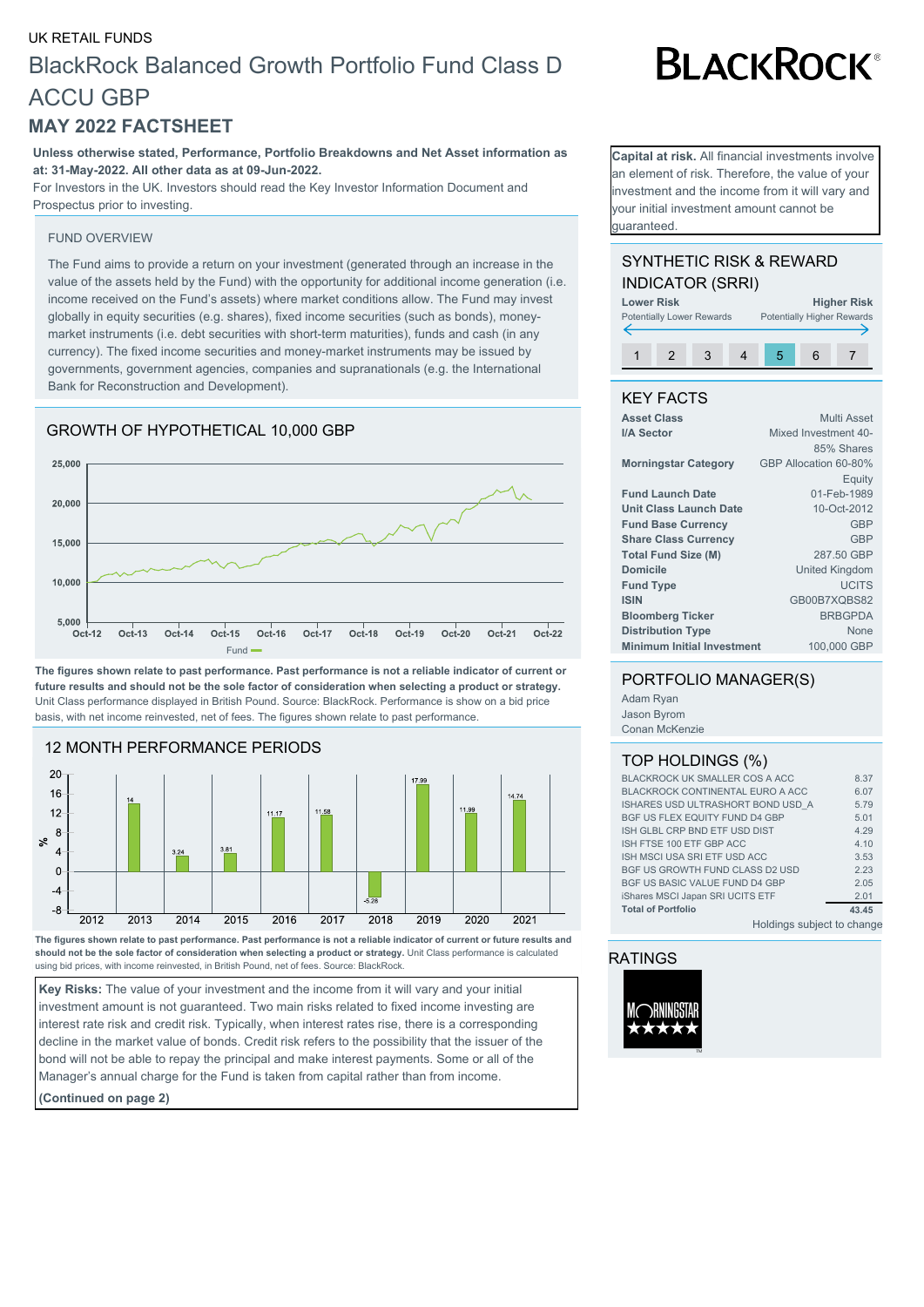UK RETAIL FUNDS

# BlackRock Balanced Growth Portfolio Fund Class D ACCU GBP

## MAY 2022 FACTSHEET

**Unless otherwise stated, Performance, Portfolio Breakdowns and Net Asset information as at: 31-May-2022. All other data as at 09-Jun-2022.**

For Investors in the UK. Investors should read the Key Investor Information Document and Prospectus prior to investing.

**Capital at risk.** All financial investments involve an element of risk. Therefore, the value of your investment and the income from it will vary and your initial investment amount cannot be guaranteed.

### FUND OVERVIEW

The Fund aims to provide a return on your investment (generated through an increase in the value of the assets held by the Fund) with the opportunity for additional income generation (i.e. income received on the Fund's assets) where market conditions allow. The Fund may invest globally in equity securities (e.g. shares), fixed income securities (such as bonds), money-market instruments (i.e. debt securities with short-term maturities), funds and cash (in any currency). The fixed income securities and money-market instruments may be issued by governments, government agencies, companies and supranationals (e.g. the International Bank for Reconstruction and Development).

### GROWTH OF HYPOTHETICAL 10,000 GBP

**The figures shown relate to past performance. Past performance is not a reliable indicator of current or future results and should not be the sole factor of consideration when selecting a product or strategy.** Unit Class performance displayed in British Pound. Source: BlackRock. Performance is show on a bid price basis, with net income reinvested, net of fees. The figures shown relate to past performance.

### 12 MONTH PERFORMANCE PERIODS

| | 2012 | 2013 | 2014 | 2015 | 2016 | 2017 | 2018 | 2019 | 2020 | 2021 |
|---|---|---|---|---|---|---|---|---|---|---|
| Fund (%) | | 14 | 3.24 | 3.81 | 11.17 | 11.58 | -5.28 | 17.99 | 11.99 | 14.74 |

**The figures shown relate to past performance. Past performance is not a reliable indicator of current or future results and should not be the sole factor of consideration when selecting a product or strategy.** Unit Class performance is calculated using bid prices, with income reinvested, in British Pound, net of fees. Source: BlackRock.

**Key Risks:** The value of your investment and the income from it will vary and your initial investment amount is not guaranteed. Two main risks related to fixed income investing are interest rate risk and credit risk. Typically, when interest rates rise, there is a corresponding decline in the market value of bonds. Credit risk refers to the possibility that the issuer of the bond will not be able to repay the principal and make interest payments. Some or all of the Manager's annual charge for the Fund is taken from capital rather than from income.

**(Continued on page 2)**

### SYNTHETIC RISK & REWARD INDICATOR (SRRI)

**Lower Risk** — Potentially Lower Rewards | **Higher Risk** — Potentially Higher Rewards

1 | 2 | 3 | 4 | **5** | 6 | 7

### KEY FACTS

| | |
|---|---|
| **Asset Class** | Multi Asset |
| **I/A Sector** | Mixed Investment 40-85% Shares |
| **Morningstar Category** | GBP Allocation 60-80% Equity |
| **Fund Launch Date** | 01-Feb-1989 |
| **Unit Class Launch Date** | 10-Oct-2012 |
| **Fund Base Currency** | GBP |
| **Share Class Currency** | GBP |
| **Total Fund Size (M)** | 287.50 GBP |
| **Domicile** | United Kingdom |
| **Fund Type** | UCITS |
| **ISIN** | GB00B7XQBS82 |
| **Bloomberg Ticker** | BRBGPDA |
| **Distribution Type** | None |
| **Minimum Initial Investment** | 100,000 GBP |

### PORTFOLIO MANAGER(S)

Adam Ryan
Jason Byrom
Conan McKenzie

### TOP HOLDINGS (%)

| | |
|---|---|
| BLACKROCK UK SMALLER COS A ACC | 8.37 |
| BLACKROCK CONTINENTAL EURO A ACC | 6.07 |
| ISHARES USD ULTRASHORT BOND USD_A | 5.79 |
| BGF US FLEX EQUITY FUND D4 GBP | 5.01 |
| ISH GLBL CRP BND ETF USD DIST | 4.29 |
| ISH FTSE 100 ETF GBP ACC | 4.10 |
| ISH MSCI USA SRI ETF USD ACC | 3.53 |
| BGF US GROWTH FUND CLASS D2 USD | 2.23 |
| BGF US BASIC VALUE FUND D4 GBP | 2.05 |
| iShares MSCI Japan SRI UCITS ETF | 2.01 |
| **Total of Portfolio** | **43.45** |

Holdings subject to change

### RATINGS

Morningstar ★★★★★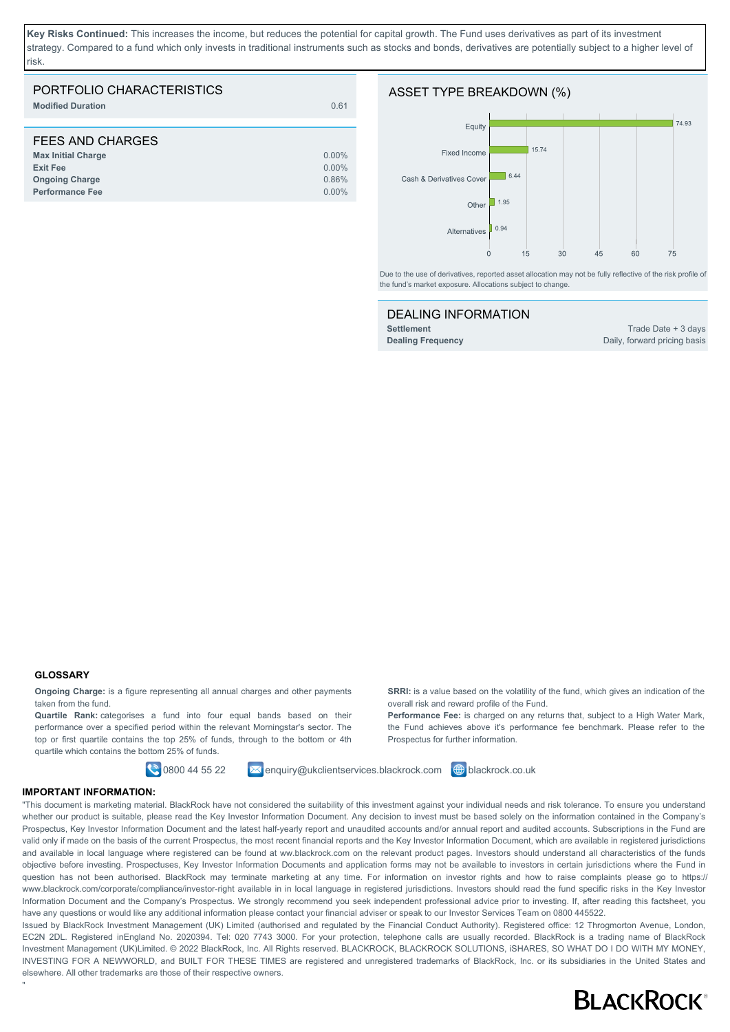**Key Risks Continued:** This increases the income, but reduces the potential for capital growth. The Fund uses derivatives as part of its investment strategy. Compared to a fund which only invests in traditional instruments such as stocks and bonds, derivatives are potentially subject to a higher level of risk.

## PORTFOLIO CHARACTERISTICS

| | |
|---|---|
| **Modified Duration** | 0.61 |

## FEES AND CHARGES

| | |
|---|---|
| **Max Initial Charge** | 0.00% |
| **Exit Fee** | 0.00% |
| **Ongoing Charge** | 0.86% |
| **Performance Fee** | 0.00% |

## ASSET TYPE BREAKDOWN (%)

| Asset Type | % |
|---|---|
| Equity | 74.93 |
| Fixed Income | 15.74 |
| Cash & Derivatives Cover | 6.44 |
| Other | 1.95 |
| Alternatives | 0.94 |

Due to the use of derivatives, reported asset allocation may not be fully reflective of the risk profile of the fund's market exposure. Allocations subject to change.

## DEALING INFORMATION

| | |
|---|---|
| **Settlement** | Trade Date + 3 days |
| **Dealing Frequency** | Daily, forward pricing basis |

### GLOSSARY

**Ongoing Charge:** is a figure representing all annual charges and other payments taken from the fund.

**Quartile Rank:** categorises a fund into four equal bands based on their performance over a specified period within the relevant Morningstar's sector. The top or first quartile contains the top 25% of funds, through to the bottom or 4th quartile which contains the bottom 25% of funds.

**SRRI:** is a value based on the volatility of the fund, which gives an indication of the overall risk and reward profile of the Fund.

**Performance Fee:** is charged on any returns that, subject to a High Water Mark, the Fund achieves above it's performance fee benchmark. Please refer to the Prospectus for further information.

0800 44 55 22 enquiry@ukclientservices.blackrock.com blackrock.co.uk

### IMPORTANT INFORMATION:

"This document is marketing material. BlackRock have not considered the suitability of this investment against your individual needs and risk tolerance. To ensure you understand whether our product is suitable, please read the Key Investor Information Document. Any decision to invest must be based solely on the information contained in the Company's Prospectus, Key Investor Information Document and the latest half-yearly report and unaudited accounts and/or annual report and audited accounts. Subscriptions in the Fund are valid only if made on the basis of the current Prospectus, the most recent financial reports and the Key Investor Information Document, which are available in registered jurisdictions and available in local language where registered can be found at ww.blackrock.com on the relevant product pages. Investors should understand all characteristics of the funds objective before investing. Prospectuses, Key Investor Information Documents and application forms may not be available to investors in certain jurisdictions where the Fund in question has not been authorised. BlackRock may terminate marketing at any time. For information on investor rights and how to raise complaints please go to https://www.blackrock.com/corporate/compliance/investor-right available in in local language in registered jurisdictions. Investors should read the fund specific risks in the Key Investor Information Document and the Company's Prospectus. We strongly recommend you seek independent professional advice prior to investing. If, after reading this factsheet, you have any questions or would like any additional information please contact your financial adviser or speak to our Investor Services Team on 0800 445522.

Issued by BlackRock Investment Management (UK) Limited (authorised and regulated by the Financial Conduct Authority). Registered office: 12 Throgmorton Avenue, London, EC2N 2DL. Registered inEngland No. 2020394. Tel: 020 7743 3000. For your protection, telephone calls are usually recorded. BlackRock is a trading name of BlackRock Investment Management (UK)Limited. © 2022 BlackRock, Inc. All Rights reserved. BLACKROCK, BLACKROCK SOLUTIONS, iSHARES, SO WHAT DO I DO WITH MY MONEY, INVESTING FOR A NEWWORLD, and BUILT FOR THESE TIMES are registered and unregistered trademarks of BlackRock, Inc. or its subsidiaries in the United States and elsewhere. All other trademarks are those of their respective owners.

"

BLACKROCK®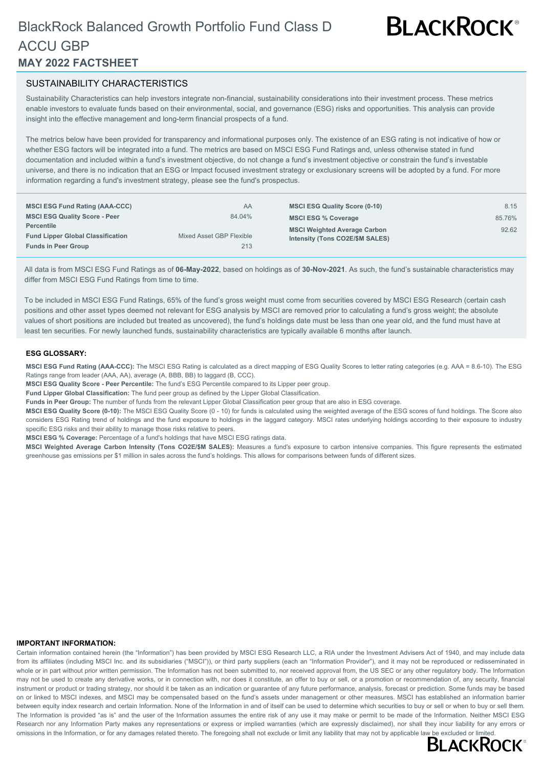# BlackRock Balanced Growth Portfolio Fund Class D ACCU GBP

## MAY 2022 FACTSHEET

## SUSTAINABILITY CHARACTERISTICS

Sustainability Characteristics can help investors integrate non-financial, sustainability considerations into their investment process. These metrics enable investors to evaluate funds based on their environmental, social, and governance (ESG) risks and opportunities. This analysis can provide insight into the effective management and long-term financial prospects of a fund.

The metrics below have been provided for transparency and informational purposes only. The existence of an ESG rating is not indicative of how or whether ESG factors will be integrated into a fund. The metrics are based on MSCI ESG Fund Ratings and, unless otherwise stated in fund documentation and included within a fund's investment objective, do not change a fund's investment objective or constrain the fund's investable universe, and there is no indication that an ESG or Impact focused investment strategy or exclusionary screens will be adopted by a fund. For more information regarding a fund's investment strategy, please see the fund's prospectus.

| | | | |
|---|---|---|---|
| **MSCI ESG Fund Rating (AAA-CCC)** | AA | **MSCI ESG Quality Score (0-10)** | 8.15 |
| **MSCI ESG Quality Score - Peer Percentile** | 84.04% | **MSCI ESG % Coverage** | 85.76% |
| **Fund Lipper Global Classification** | Mixed Asset GBP Flexible | **MSCI Weighted Average Carbon Intensity (Tons CO2E/$M SALES)** | 92.62 |
| **Funds in Peer Group** | 213 | | |

All data is from MSCI ESG Fund Ratings as of **06-May-2022**, based on holdings as of **30-Nov-2021**. As such, the fund's sustainable characteristics may differ from MSCI ESG Fund Ratings from time to time.

To be included in MSCI ESG Fund Ratings, 65% of the fund's gross weight must come from securities covered by MSCI ESG Research (certain cash positions and other asset types deemed not relevant for ESG analysis by MSCI are removed prior to calculating a fund's gross weight; the absolute values of short positions are included but treated as uncovered), the fund's holdings date must be less than one year old, and the fund must have at least ten securities. For newly launched funds, sustainability characteristics are typically available 6 months after launch.

### ESG GLOSSARY:

**MSCI ESG Fund Rating (AAA-CCC):** The MSCI ESG Rating is calculated as a direct mapping of ESG Quality Scores to letter rating categories (e.g. AAA = 8.6-10). The ESG Ratings range from leader (AAA, AA), average (A, BBB, BB) to laggard (B, CCC).

**MSCI ESG Quality Score - Peer Percentile:** The fund's ESG Percentile compared to its Lipper peer group.

**Fund Lipper Global Classification:** The fund peer group as defined by the Lipper Global Classification.

**Funds in Peer Group:** The number of funds from the relevant Lipper Global Classification peer group that are also in ESG coverage.

**MSCI ESG Quality Score (0-10):** The MSCI ESG Quality Score (0 - 10) for funds is calculated using the weighted average of the ESG scores of fund holdings. The Score also considers ESG Rating trend of holdings and the fund exposure to holdings in the laggard category. MSCI rates underlying holdings according to their exposure to industry specific ESG risks and their ability to manage those risks relative to peers.

**MSCI ESG % Coverage:** Percentage of a fund's holdings that have MSCI ESG ratings data.

**MSCI Weighted Average Carbon Intensity (Tons CO2E/$M SALES):** Measures a fund's exposure to carbon intensive companies. This figure represents the estimated greenhouse gas emissions per $1 million in sales across the fund's holdings. This allows for comparisons between funds of different sizes.

### IMPORTANT INFORMATION:

Certain information contained herein (the "Information") has been provided by MSCI ESG Research LLC, a RIA under the Investment Advisers Act of 1940, and may include data from its affiliates (including MSCI Inc. and its subsidiaries ("MSCI")), or third party suppliers (each an "Information Provider"), and it may not be reproduced or redisseminated in whole or in part without prior written permission. The Information has not been submitted to, nor received approval from, the US SEC or any other regulatory body. The Information may not be used to create any derivative works, or in connection with, nor does it constitute, an offer to buy or sell, or a promotion or recommendation of, any security, financial instrument or product or trading strategy, nor should it be taken as an indication or guarantee of any future performance, analysis, forecast or prediction. Some funds may be based on or linked to MSCI indexes, and MSCI may be compensated based on the fund's assets under management or other measures. MSCI has established an information barrier between equity index research and certain Information. None of the Information in and of itself can be used to determine which securities to buy or sell or when to buy or sell them. The Information is provided "as is" and the user of the Information assumes the entire risk of any use it may make or permit to be made of the Information. Neither MSCI ESG Research nor any Information Party makes any representations or express or implied warranties (which are expressly disclaimed), nor shall they incur liability for any errors or omissions in the Information, or for any damages related thereto. The foregoing shall not exclude or limit any liability that may not by applicable law be excluded or limited.